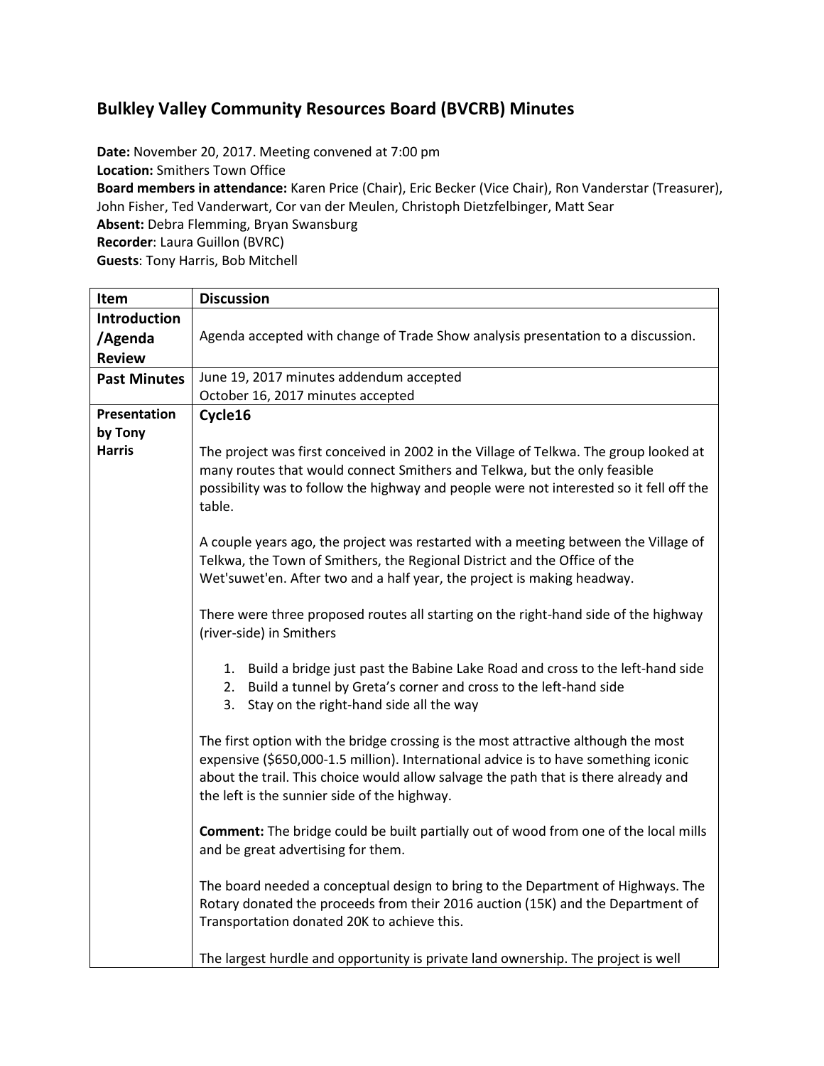# Bulkley Valley Community Resources Board (BVCRB) Minutes

**Date:** November 20, 2017. Meeting convened at 7:00 pm
**Location:** Smithers Town Office
**Board members in attendance:** Karen Price (Chair), Eric Becker (Vice Chair), Ron Vanderstar (Treasurer), John Fisher, Ted Vanderwart, Cor van der Meulen, Christoph Dietzfelbinger, Matt Sear
**Absent:** Debra Flemming, Bryan Swansburg
**Recorder**: Laura Guillon (BVRC)
**Guests**: Tony Harris, Bob Mitchell

| Item | Discussion |
|---|---|
| **Introduction /Agenda Review** | Agenda accepted with change of Trade Show analysis presentation to a discussion. |
| **Past Minutes** | June 19, 2017 minutes addendum accepted<br>October 16, 2017 minutes accepted |
| **Presentation by Tony Harris** | **Cycle16**<br><br>The project was first conceived in 2002 in the Village of Telkwa. The group looked at many routes that would connect Smithers and Telkwa, but the only feasible possibility was to follow the highway and people were not interested so it fell off the table.<br><br>A couple years ago, the project was restarted with a meeting between the Village of Telkwa, the Town of Smithers, the Regional District and the Office of the Wet'suwet'en. After two and a half year, the project is making headway.<br><br>There were three proposed routes all starting on the right-hand side of the highway (river-side) in Smithers<br><br>1. Build a bridge just past the Babine Lake Road and cross to the left-hand side<br>2. Build a tunnel by Greta's corner and cross to the left-hand side<br>3. Stay on the right-hand side all the way<br><br>The first option with the bridge crossing is the most attractive although the most expensive ($650,000-1.5 million). International advice is to have something iconic about the trail. This choice would allow salvage the path that is there already and the left is the sunnier side of the highway.<br><br>**Comment:** The bridge could be built partially out of wood from one of the local mills and be great advertising for them.<br><br>The board needed a conceptual design to bring to the Department of Highways. The Rotary donated the proceeds from their 2016 auction (15K) and the Department of Transportation donated 20K to achieve this.<br><br>The largest hurdle and opportunity is private land ownership. The project is well |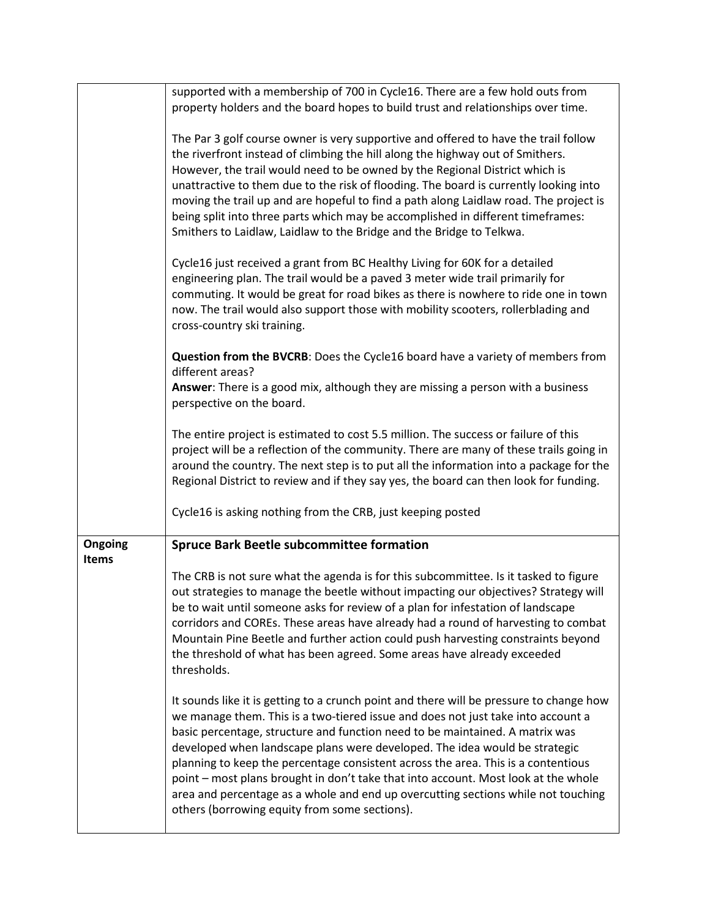| | |
|---|---|
| | supported with a membership of 700 in Cycle16. There are a few hold outs from property holders and the board hopes to build trust and relationships over time.<br><br>The Par 3 golf course owner is very supportive and offered to have the trail follow the riverfront instead of climbing the hill along the highway out of Smithers. However, the trail would need to be owned by the Regional District which is unattractive to them due to the risk of flooding. The board is currently looking into moving the trail up and are hopeful to find a path along Laidlaw road. The project is being split into three parts which may be accomplished in different timeframes: Smithers to Laidlaw, Laidlaw to the Bridge and the Bridge to Telkwa.<br><br>Cycle16 just received a grant from BC Healthy Living for 60K for a detailed engineering plan. The trail would be a paved 3 meter wide trail primarily for commuting. It would be great for road bikes as there is nowhere to ride one in town now. The trail would also support those with mobility scooters, rollerblading and cross-country ski training.<br><br>**Question from the BVCRB**: Does the Cycle16 board have a variety of members from different areas?<br>**Answer**: There is a good mix, although they are missing a person with a business perspective on the board.<br><br>The entire project is estimated to cost 5.5 million. The success or failure of this project will be a reflection of the community. There are many of these trails going in around the country. The next step is to put all the information into a package for the Regional District to review and if they say yes, the board can then look for funding.<br><br>Cycle16 is asking nothing from the CRB, just keeping posted |
| **Ongoing Items** | **Spruce Bark Beetle subcommittee formation**<br><br>The CRB is not sure what the agenda is for this subcommittee. Is it tasked to figure out strategies to manage the beetle without impacting our objectives? Strategy will be to wait until someone asks for review of a plan for infestation of landscape corridors and COREs. These areas have already had a round of harvesting to combat Mountain Pine Beetle and further action could push harvesting constraints beyond the threshold of what has been agreed. Some areas have already exceeded thresholds.<br><br>It sounds like it is getting to a crunch point and there will be pressure to change how we manage them. This is a two-tiered issue and does not just take into account a basic percentage, structure and function need to be maintained. A matrix was developed when landscape plans were developed. The idea would be strategic planning to keep the percentage consistent across the area. This is a contentious point – most plans brought in don't take that into account. Most look at the whole area and percentage as a whole and end up overcutting sections while not touching others (borrowing equity from some sections). |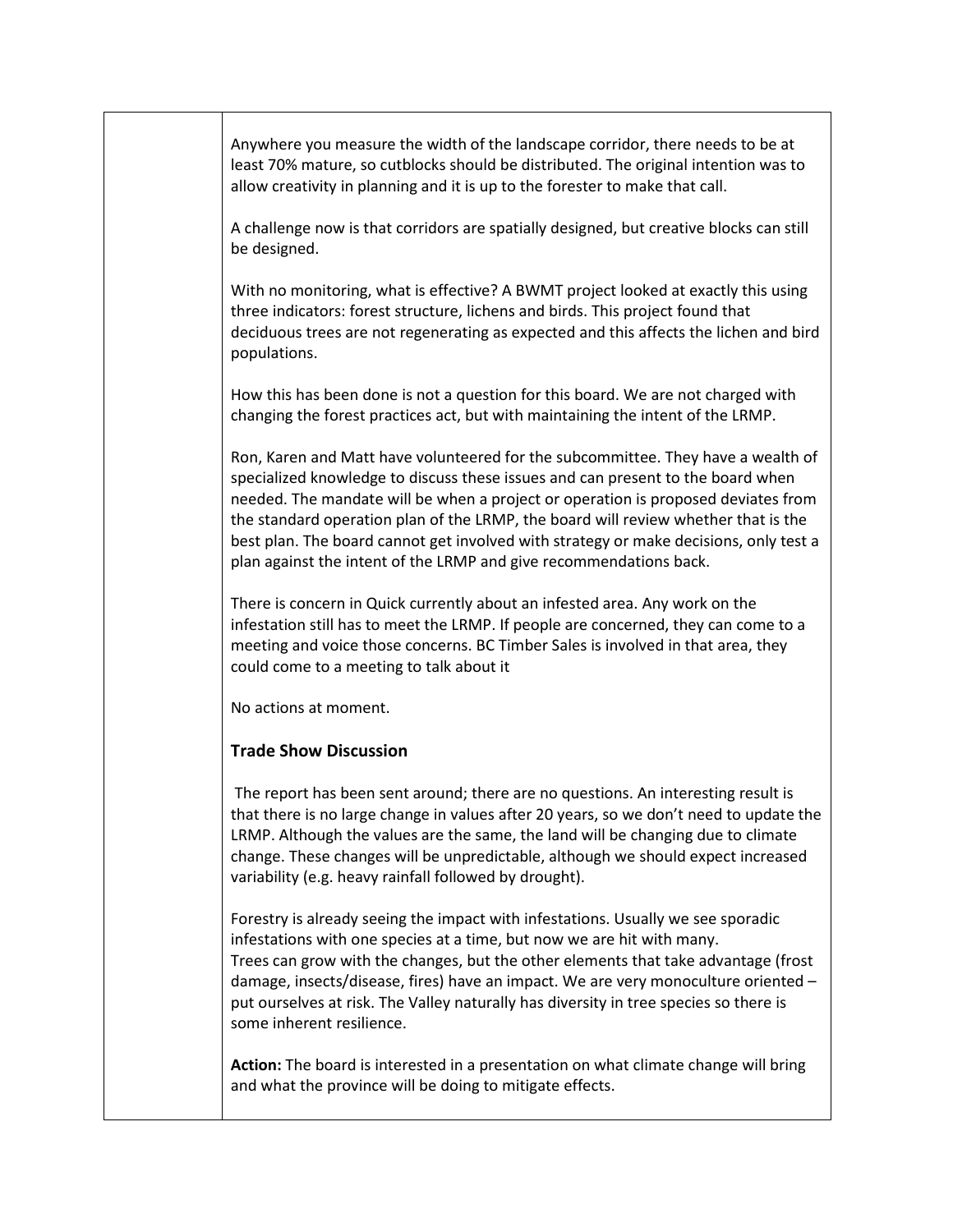Anywhere you measure the width of the landscape corridor, there needs to be at least 70% mature, so cutblocks should be distributed. The original intention was to allow creativity in planning and it is up to the forester to make that call.

A challenge now is that corridors are spatially designed, but creative blocks can still be designed.

With no monitoring, what is effective? A BWMT project looked at exactly this using three indicators: forest structure, lichens and birds. This project found that deciduous trees are not regenerating as expected and this affects the lichen and bird populations.

How this has been done is not a question for this board. We are not charged with changing the forest practices act, but with maintaining the intent of the LRMP.

Ron, Karen and Matt have volunteered for the subcommittee. They have a wealth of specialized knowledge to discuss these issues and can present to the board when needed. The mandate will be when a project or operation is proposed deviates from the standard operation plan of the LRMP, the board will review whether that is the best plan. The board cannot get involved with strategy or make decisions, only test a plan against the intent of the LRMP and give recommendations back.

There is concern in Quick currently about an infested area. Any work on the infestation still has to meet the LRMP. If people are concerned, they can come to a meeting and voice those concerns. BC Timber Sales is involved in that area, they could come to a meeting to talk about it

No actions at moment.

### Trade Show Discussion

The report has been sent around; there are no questions. An interesting result is that there is no large change in values after 20 years, so we don't need to update the LRMP. Although the values are the same, the land will be changing due to climate change. These changes will be unpredictable, although we should expect increased variability (e.g. heavy rainfall followed by drought).

Forestry is already seeing the impact with infestations. Usually we see sporadic infestations with one species at a time, but now we are hit with many.
Trees can grow with the changes, but the other elements that take advantage (frost damage, insects/disease, fires) have an impact. We are very monoculture oriented – put ourselves at risk. The Valley naturally has diversity in tree species so there is some inherent resilience.

**Action:** The board is interested in a presentation on what climate change will bring and what the province will be doing to mitigate effects.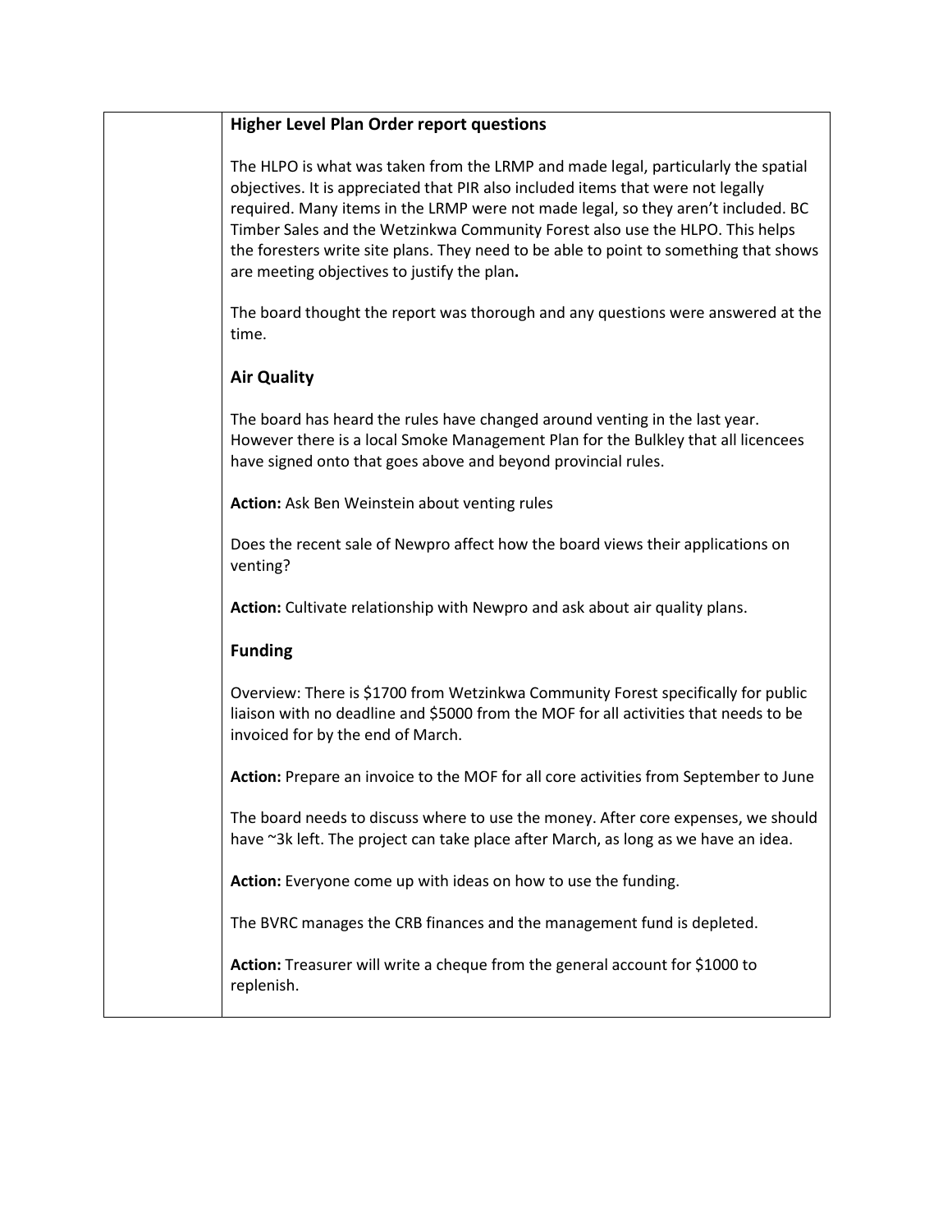**Higher Level Plan Order report questions**

The HLPO is what was taken from the LRMP and made legal, particularly the spatial objectives. It is appreciated that PIR also included items that were not legally required. Many items in the LRMP were not made legal, so they aren't included. BC Timber Sales and the Wetzinkwa Community Forest also use the HLPO. This helps the foresters write site plans. They need to be able to point to something that shows are meeting objectives to justify the plan**.**

The board thought the report was thorough and any questions were answered at the time.

**Air Quality**

The board has heard the rules have changed around venting in the last year. However there is a local Smoke Management Plan for the Bulkley that all licencees have signed onto that goes above and beyond provincial rules.

**Action:** Ask Ben Weinstein about venting rules

Does the recent sale of Newpro affect how the board views their applications on venting?

**Action:** Cultivate relationship with Newpro and ask about air quality plans.

**Funding**

Overview: There is $1700 from Wetzinkwa Community Forest specifically for public liaison with no deadline and $5000 from the MOF for all activities that needs to be invoiced for by the end of March.

**Action:** Prepare an invoice to the MOF for all core activities from September to June

The board needs to discuss where to use the money. After core expenses, we should have ~3k left. The project can take place after March, as long as we have an idea.

**Action:** Everyone come up with ideas on how to use the funding.

The BVRC manages the CRB finances and the management fund is depleted.

**Action:** Treasurer will write a cheque from the general account for $1000 to replenish.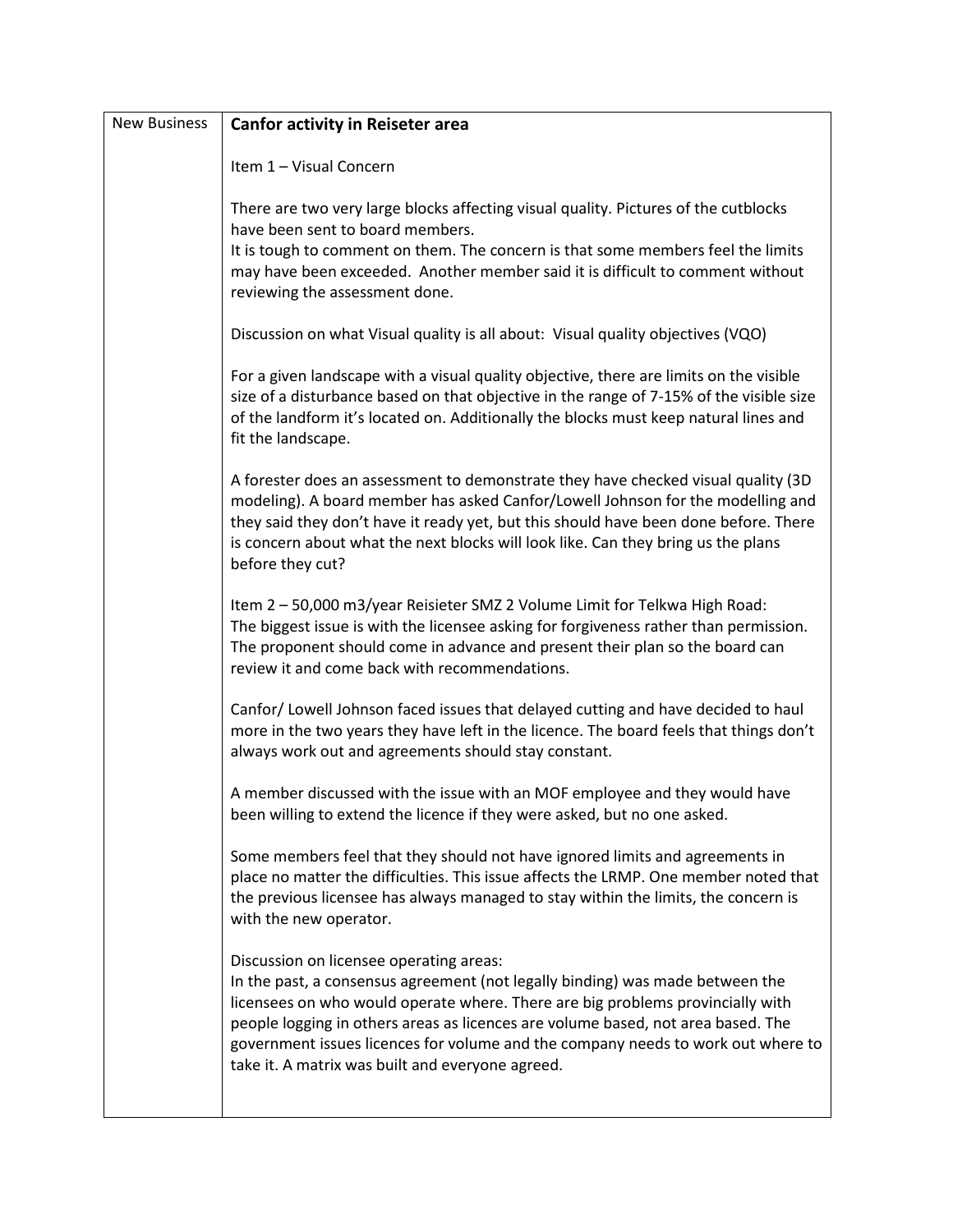| New Business | **Canfor activity in Reiseter area**<br><br>Item 1 – Visual Concern<br><br>There are two very large blocks affecting visual quality. Pictures of the cutblocks have been sent to board members.<br>It is tough to comment on them. The concern is that some members feel the limits may have been exceeded. Another member said it is difficult to comment without reviewing the assessment done.<br><br>Discussion on what Visual quality is all about: Visual quality objectives (VQO)<br><br>For a given landscape with a visual quality objective, there are limits on the visible size of a disturbance based on that objective in the range of 7-15% of the visible size of the landform it's located on. Additionally the blocks must keep natural lines and fit the landscape.<br><br>A forester does an assessment to demonstrate they have checked visual quality (3D modeling). A board member has asked Canfor/Lowell Johnson for the modelling and they said they don't have it ready yet, but this should have been done before. There is concern about what the next blocks will look like. Can they bring us the plans before they cut?<br><br>Item 2 – 50,000 m3/year Reisieter SMZ 2 Volume Limit for Telkwa High Road:<br>The biggest issue is with the licensee asking for forgiveness rather than permission. The proponent should come in advance and present their plan so the board can review it and come back with recommendations.<br><br>Canfor/ Lowell Johnson faced issues that delayed cutting and have decided to haul more in the two years they have left in the licence. The board feels that things don't always work out and agreements should stay constant.<br><br>A member discussed with the issue with an MOF employee and they would have been willing to extend the licence if they were asked, but no one asked.<br><br>Some members feel that they should not have ignored limits and agreements in place no matter the difficulties. This issue affects the LRMP. One member noted that the previous licensee has always managed to stay within the limits, the concern is with the new operator.<br><br>Discussion on licensee operating areas:<br>In the past, a consensus agreement (not legally binding) was made between the licensees on who would operate where. There are big problems provincially with people logging in others areas as licences are volume based, not area based. The government issues licences for volume and the company needs to work out where to take it. A matrix was built and everyone agreed. |
|---|---|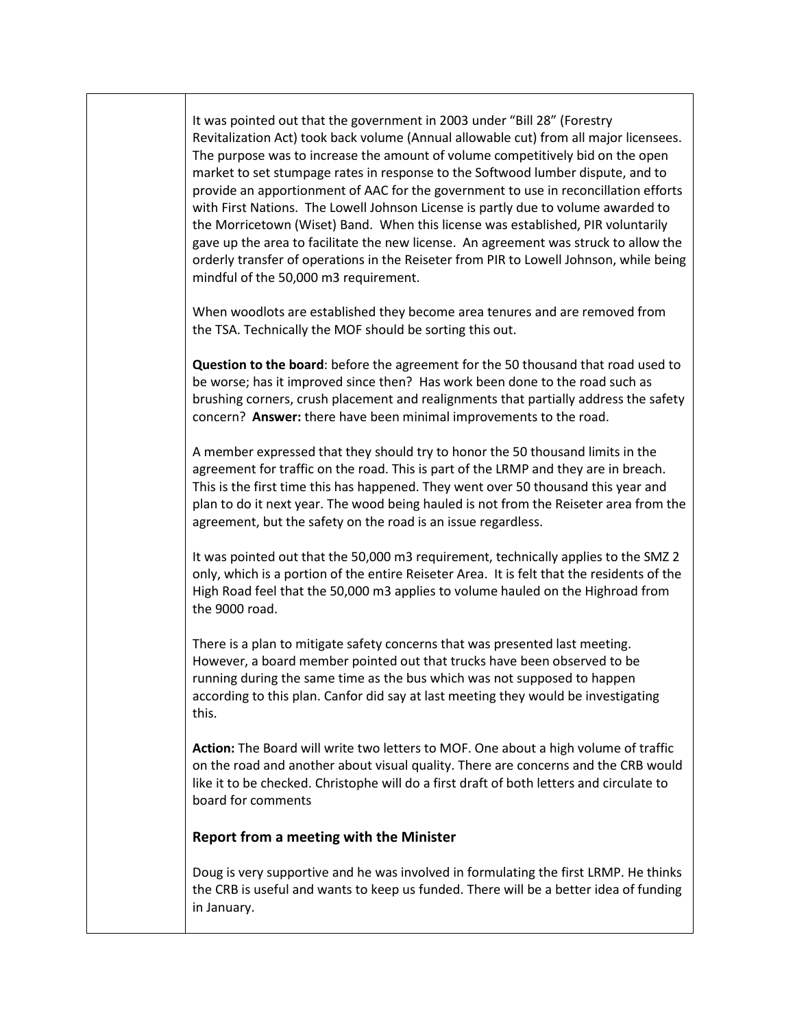It was pointed out that the government in 2003 under "Bill 28" (Forestry Revitalization Act) took back volume (Annual allowable cut) from all major licensees. The purpose was to increase the amount of volume competitively bid on the open market to set stumpage rates in response to the Softwood lumber dispute, and to provide an apportionment of AAC for the government to use in reconcillation efforts with First Nations. The Lowell Johnson License is partly due to volume awarded to the Morricetown (Wiset) Band. When this license was established, PIR voluntarily gave up the area to facilitate the new license. An agreement was struck to allow the orderly transfer of operations in the Reiseter from PIR to Lowell Johnson, while being mindful of the 50,000 m3 requirement.

When woodlots are established they become area tenures and are removed from the TSA. Technically the MOF should be sorting this out.

**Question to the board**: before the agreement for the 50 thousand that road used to be worse; has it improved since then? Has work been done to the road such as brushing corners, crush placement and realignments that partially address the safety concern? **Answer:** there have been minimal improvements to the road.

A member expressed that they should try to honor the 50 thousand limits in the agreement for traffic on the road. This is part of the LRMP and they are in breach. This is the first time this has happened. They went over 50 thousand this year and plan to do it next year. The wood being hauled is not from the Reiseter area from the agreement, but the safety on the road is an issue regardless.

It was pointed out that the 50,000 m3 requirement, technically applies to the SMZ 2 only, which is a portion of the entire Reiseter Area. It is felt that the residents of the High Road feel that the 50,000 m3 applies to volume hauled on the Highroad from the 9000 road.

There is a plan to mitigate safety concerns that was presented last meeting. However, a board member pointed out that trucks have been observed to be running during the same time as the bus which was not supposed to happen according to this plan. Canfor did say at last meeting they would be investigating this.

**Action:** The Board will write two letters to MOF. One about a high volume of traffic on the road and another about visual quality. There are concerns and the CRB would like it to be checked. Christophe will do a first draft of both letters and circulate to board for comments

## Report from a meeting with the Minister

Doug is very supportive and he was involved in formulating the first LRMP. He thinks the CRB is useful and wants to keep us funded. There will be a better idea of funding in January.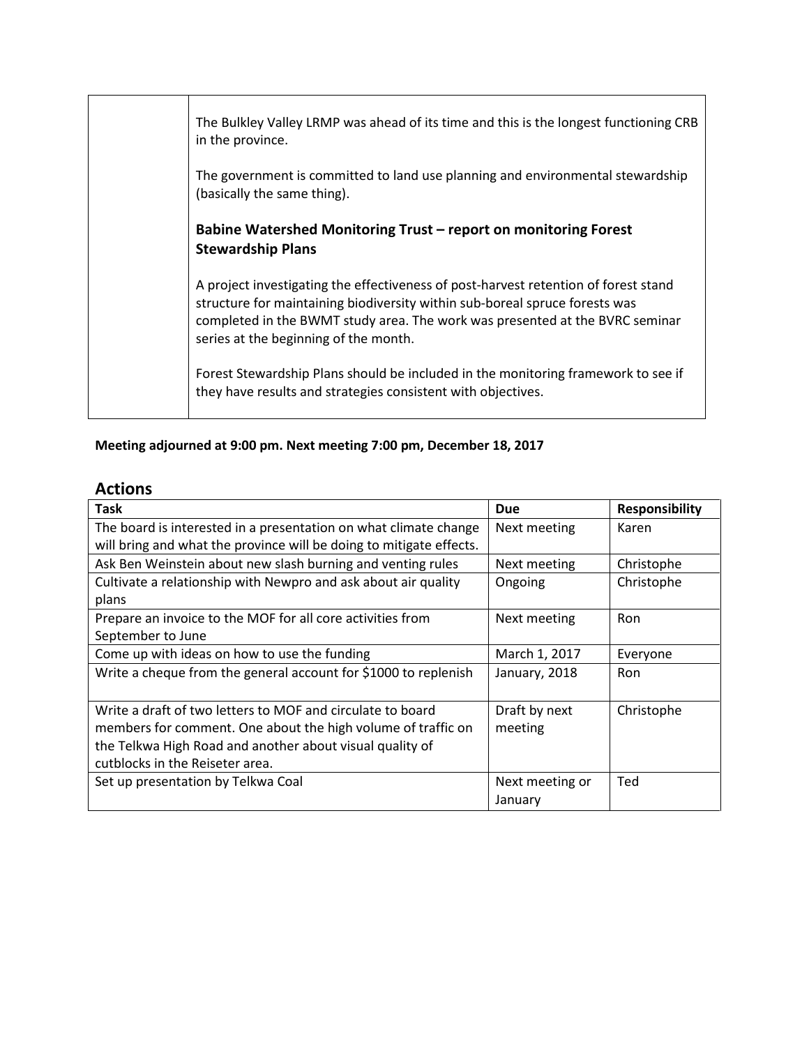| | |
|---|---|
| | The Bulkley Valley LRMP was ahead of its time and this is the longest functioning CRB in the province.<br><br>The government is committed to land use planning and environmental stewardship (basically the same thing).<br><br>**Babine Watershed Monitoring Trust – report on monitoring Forest Stewardship Plans**<br><br>A project investigating the effectiveness of post-harvest retention of forest stand structure for maintaining biodiversity within sub-boreal spruce forests was completed in the BWMT study area. The work was presented at the BVRC seminar series at the beginning of the month.<br><br>Forest Stewardship Plans should be included in the monitoring framework to see if they have results and strategies consistent with objectives. |

**Meeting adjourned at 9:00 pm. Next meeting 7:00 pm, December 18, 2017**

## Actions

| Task | Due | Responsibility |
|---|---|---|
| The board is interested in a presentation on what climate change will bring and what the province will be doing to mitigate effects. | Next meeting | Karen |
| Ask Ben Weinstein about new slash burning and venting rules | Next meeting | Christophe |
| Cultivate a relationship with Newpro and ask about air quality plans | Ongoing | Christophe |
| Prepare an invoice to the MOF for all core activities from September to June | Next meeting | Ron |
| Come up with ideas on how to use the funding | March 1, 2017 | Everyone |
| Write a cheque from the general account for $1000 to replenish | January, 2018 | Ron |
| Write a draft of two letters to MOF and circulate to board members for comment. One about the high volume of traffic on the Telkwa High Road and another about visual quality of cutblocks in the Reiseter area. | Draft by next meeting | Christophe |
| Set up presentation by Telkwa Coal | Next meeting or January | Ted |